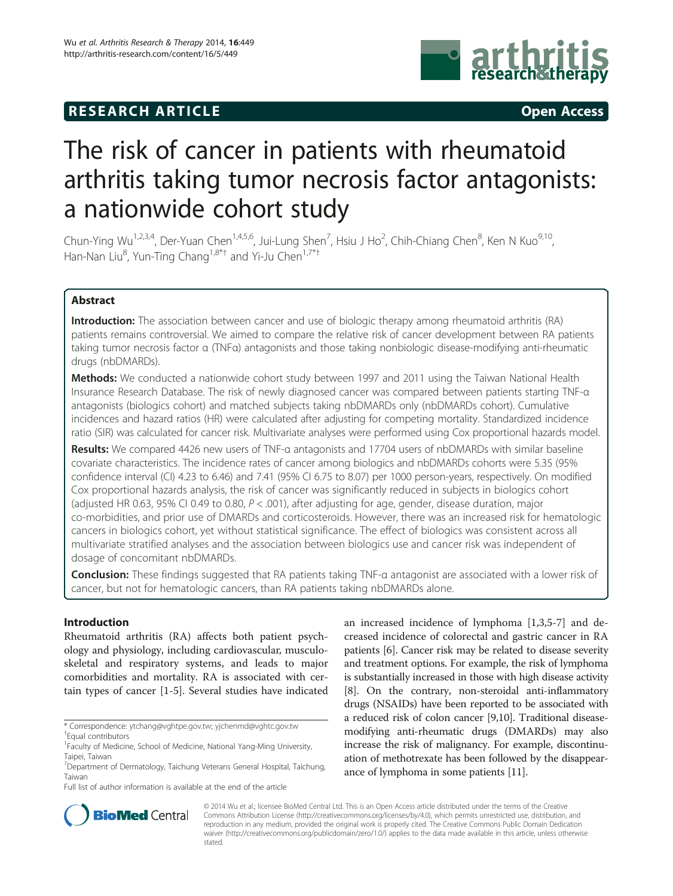RESEARCH ARTICLE Open Access

# The risk of cancer in patients with rheumatoid arthritis taking tumor necrosis factor antagonists: a nationwide cohort study

Chun-Ying Wu[1,2,3,4], Der-Yuan Chen[1,4,5,6], Jui-Lung Shen[7], Hsiu J Ho[2], Chih-Chiang Chen[8], Ken N Kuo[9,10], Han-Nan Liu[8], Yun-Ting Chang[1,8*†] and Yi-Ju Chen[1,7*†]

## Abstract

**Introduction:** The association between cancer and use of biologic therapy among rheumatoid arthritis (RA) patients remains controversial. We aimed to compare the relative risk of cancer development between RA patients taking tumor necrosis factor α (TNFα) antagonists and those taking nonbiologic disease-modifying anti-rheumatic drugs (nbDMARDs).

**Methods:** We conducted a nationwide cohort study between 1997 and 2011 using the Taiwan National Health Insurance Research Database. The risk of newly diagnosed cancer was compared between patients starting TNF-α antagonists (biologics cohort) and matched subjects taking nbDMARDs only (nbDMARDs cohort). Cumulative incidences and hazard ratios (HR) were calculated after adjusting for competing mortality. Standardized incidence ratio (SIR) was calculated for cancer risk. Multivariate analyses were performed using Cox proportional hazards model.

**Results:** We compared 4426 new users of TNF-α antagonists and 17704 users of nbDMARDs with similar baseline covariate characteristics. The incidence rates of cancer among biologics and nbDMARDs cohorts were 5.35 (95% confidence interval (CI) 4.23 to 6.46) and 7.41 (95% CI 6.75 to 8.07) per 1000 person-years, respectively. On modified Cox proportional hazards analysis, the risk of cancer was significantly reduced in subjects in biologics cohort (adjusted HR 0.63, 95% CI 0.49 to 0.80, $P < .001$), after adjusting for age, gender, disease duration, major co-morbidities, and prior use of DMARDs and corticosteroids. However, there was an increased risk for hematologic cancers in biologics cohort, yet without statistical significance. The effect of biologics was consistent across all multivariate stratified analyses and the association between biologics use and cancer risk was independent of dosage of concomitant nbDMARDs.

**Conclusion:** These findings suggested that RA patients taking TNF-α antagonist are associated with a lower risk of cancer, but not for hematologic cancers, than RA patients taking nbDMARDs alone.

## Introduction

Rheumatoid arthritis (RA) affects both patient psychology and physiology, including cardiovascular, musculoskeletal and respiratory systems, and leads to major comorbidities and mortality. RA is associated with certain types of cancer [1-5]. Several studies have indicated an increased incidence of lymphoma [1,3,5-7] and decreased incidence of colorectal and gastric cancer in RA patients [6]. Cancer risk may be related to disease severity and treatment options. For example, the risk of lymphoma is substantially increased in those with high disease activity [8]. On the contrary, non-steroidal anti-inflammatory drugs (NSAIDs) have been reported to be associated with a reduced risk of colon cancer [9,10]. Traditional disease-modifying anti-rheumatic drugs (DMARDs) may also increase the risk of malignancy. For example, discontinuation of methotrexate has been followed by the disappearance of lymphoma in some patients [11].

\* Correspondence: ytchang@vghtpe.gov.tw; yjchenmd@vghtc.gov.tw
†Equal contributors
[1]Faculty of Medicine, School of Medicine, National Yang-Ming University, Taipei, Taiwan
[7]Department of Dermatology, Taichung Veterans General Hospital, Taichung, Taiwan
Full list of author information is available at the end of the article

© 2014 Wu et al.; licensee BioMed Central Ltd. This is an Open Access article distributed under the terms of the Creative Commons Attribution License (http://creativecommons.org/licenses/by/4.0), which permits unrestricted use, distribution, and reproduction in any medium, provided the original work is properly cited. The Creative Commons Public Domain Dedication waiver (http://creativecommons.org/publicdomain/zero/1.0/) applies to the data made available in this article, unless otherwise stated.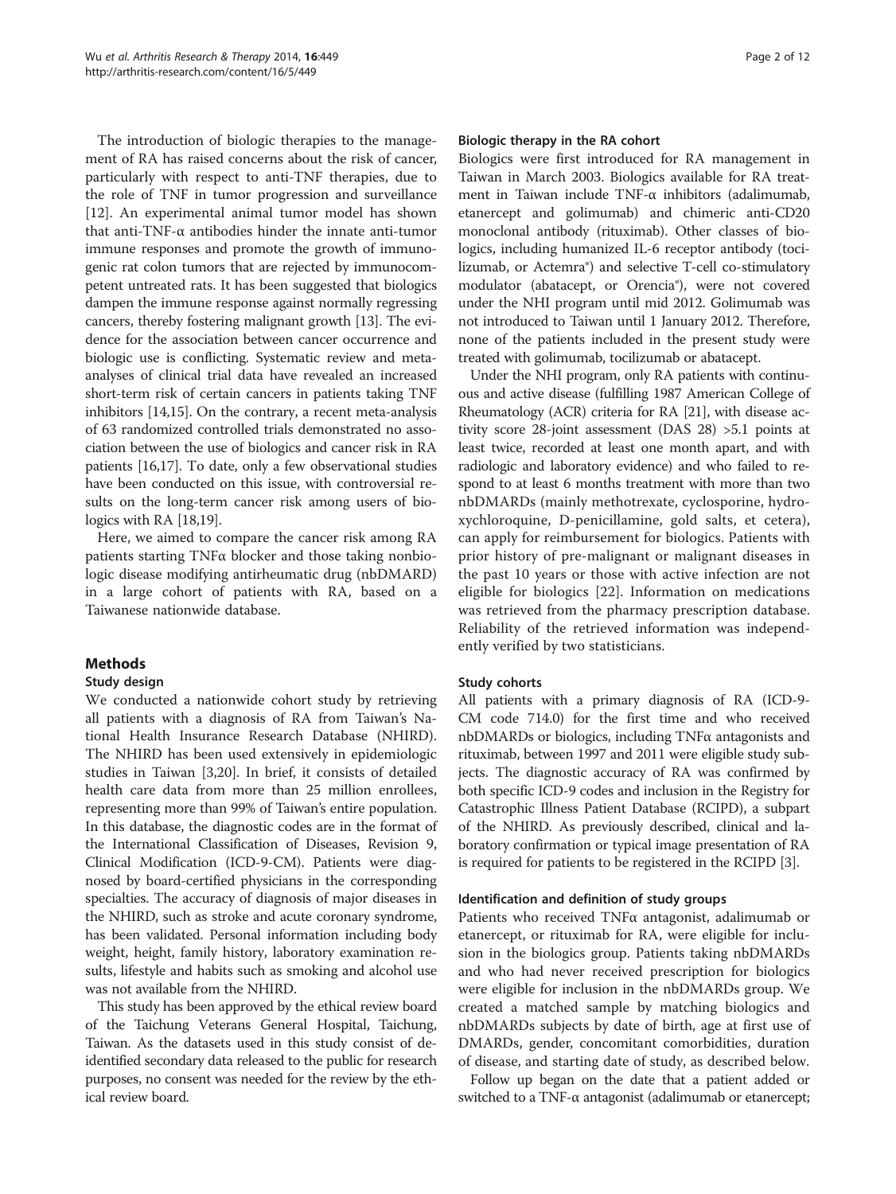The introduction of biologic therapies to the management of RA has raised concerns about the risk of cancer, particularly with respect to anti-TNF therapies, due to the role of TNF in tumor progression and surveillance [12]. An experimental animal tumor model has shown that anti-TNF-α antibodies hinder the innate anti-tumor immune responses and promote the growth of immunogenic rat colon tumors that are rejected by immunocompetent untreated rats. It has been suggested that biologics dampen the immune response against normally regressing cancers, thereby fostering malignant growth [13]. The evidence for the association between cancer occurrence and biologic use is conflicting. Systematic review and meta-analyses of clinical trial data have revealed an increased short-term risk of certain cancers in patients taking TNF inhibitors [14,15]. On the contrary, a recent meta-analysis of 63 randomized controlled trials demonstrated no association between the use of biologics and cancer risk in RA patients [16,17]. To date, only a few observational studies have been conducted on this issue, with controversial results on the long-term cancer risk among users of biologics with RA [18,19].

Here, we aimed to compare the cancer risk among RA patients starting TNFα blocker and those taking nonbiologic disease modifying antirheumatic drug (nbDMARD) in a large cohort of patients with RA, based on a Taiwanese nationwide database.

## Methods

### Study design

We conducted a nationwide cohort study by retrieving all patients with a diagnosis of RA from Taiwan's National Health Insurance Research Database (NHIRD). The NHIRD has been used extensively in epidemiologic studies in Taiwan [3,20]. In brief, it consists of detailed health care data from more than 25 million enrollees, representing more than 99% of Taiwan's entire population. In this database, the diagnostic codes are in the format of the International Classification of Diseases, Revision 9, Clinical Modification (ICD-9-CM). Patients were diagnosed by board-certified physicians in the corresponding specialties. The accuracy of diagnosis of major diseases in the NHIRD, such as stroke and acute coronary syndrome, has been validated. Personal information including body weight, height, family history, laboratory examination results, lifestyle and habits such as smoking and alcohol use was not available from the NHIRD.

This study has been approved by the ethical review board of the Taichung Veterans General Hospital, Taichung, Taiwan. As the datasets used in this study consist of de-identified secondary data released to the public for research purposes, no consent was needed for the review by the ethical review board.

### Biologic therapy in the RA cohort

Biologics were first introduced for RA management in Taiwan in March 2003. Biologics available for RA treatment in Taiwan include TNF-α inhibitors (adalimumab, etanercept and golimumab) and chimeric anti-CD20 monoclonal antibody (rituximab). Other classes of biologics, including humanized IL-6 receptor antibody (tocilizumab, or Actemra®) and selective T-cell co-stimulatory modulator (abatacept, or Orencia®), were not covered under the NHI program until mid 2012. Golimumab was not introduced to Taiwan until 1 January 2012. Therefore, none of the patients included in the present study were treated with golimumab, tocilizumab or abatacept.

Under the NHI program, only RA patients with continuous and active disease (fulfilling 1987 American College of Rheumatology (ACR) criteria for RA [21], with disease activity score 28-joint assessment (DAS 28) >5.1 points at least twice, recorded at least one month apart, and with radiologic and laboratory evidence) and who failed to respond to at least 6 months treatment with more than two nbDMARDs (mainly methotrexate, cyclosporine, hydroxychloroquine, D-penicillamine, gold salts, et cetera), can apply for reimbursement for biologics. Patients with prior history of pre-malignant or malignant diseases in the past 10 years or those with active infection are not eligible for biologics [22]. Information on medications was retrieved from the pharmacy prescription database. Reliability of the retrieved information was independently verified by two statisticians.

### Study cohorts

All patients with a primary diagnosis of RA (ICD-9-CM code 714.0) for the first time and who received nbDMARDs or biologics, including TNFα antagonists and rituximab, between 1997 and 2011 were eligible study subjects. The diagnostic accuracy of RA was confirmed by both specific ICD-9 codes and inclusion in the Registry for Catastrophic Illness Patient Database (RCIPD), a subpart of the NHIRD. As previously described, clinical and laboratory confirmation or typical image presentation of RA is required for patients to be registered in the RCIPD [3].

### Identification and definition of study groups

Patients who received TNFα antagonist, adalimumab or etanercept, or rituximab for RA, were eligible for inclusion in the biologics group. Patients taking nbDMARDs and who had never received prescription for biologics were eligible for inclusion in the nbDMARDs group. We created a matched sample by matching biologics and nbDMARDs subjects by date of birth, age at first use of DMARDs, gender, concomitant comorbidities, duration of disease, and starting date of study, as described below.

Follow up began on the date that a patient added or switched to a TNF-α antagonist (adalimumab or etanercept;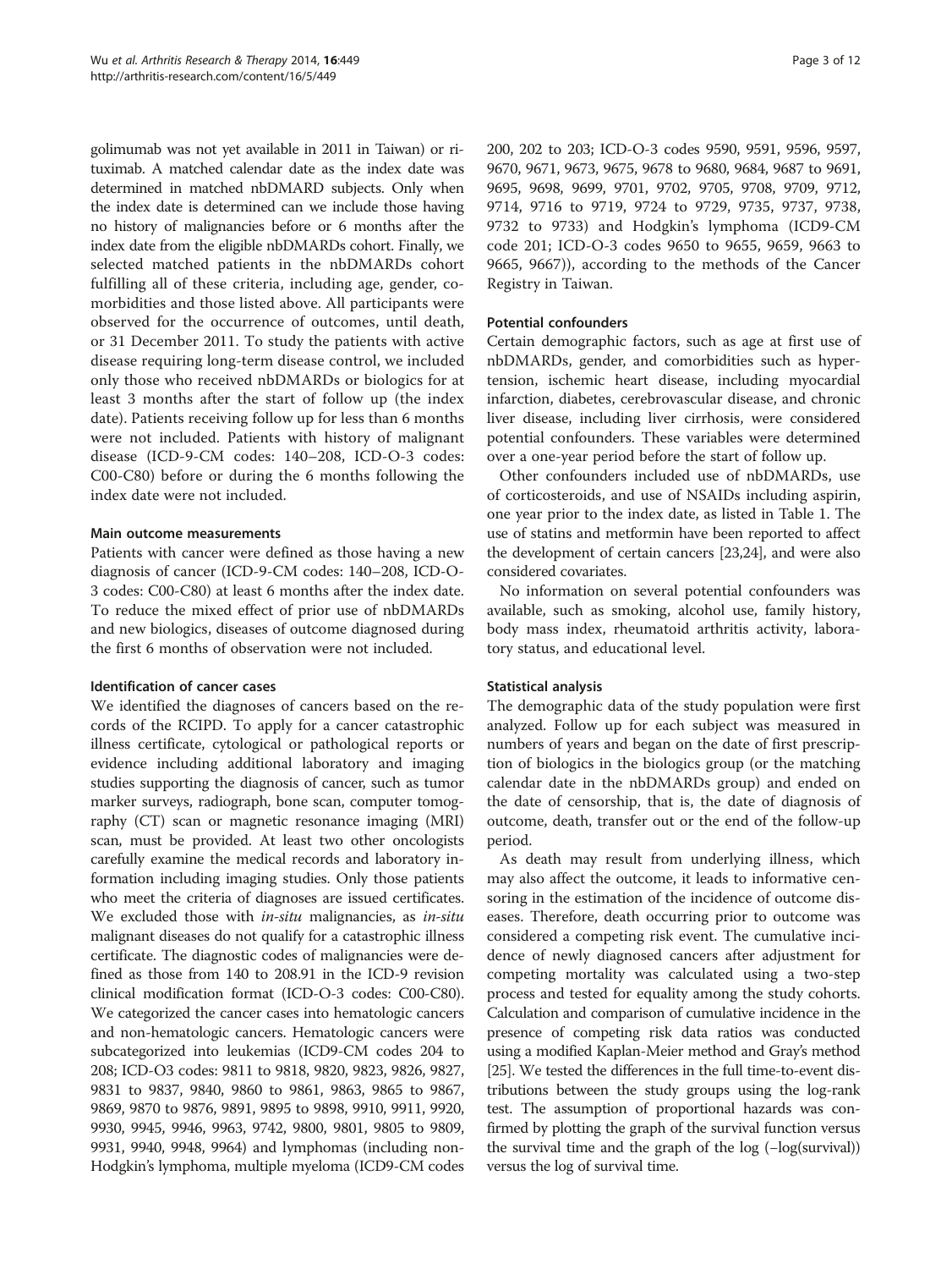golimumab was not yet available in 2011 in Taiwan) or rituximab. A matched calendar date as the index date was determined in matched nbDMARD subjects. Only when the index date is determined can we include those having no history of malignancies before or 6 months after the index date from the eligible nbDMARDs cohort. Finally, we selected matched patients in the nbDMARDs cohort fulfilling all of these criteria, including age, gender, comorbidities and those listed above. All participants were observed for the occurrence of outcomes, until death, or 31 December 2011. To study the patients with active disease requiring long-term disease control, we included only those who received nbDMARDs or biologics for at least 3 months after the start of follow up (the index date). Patients receiving follow up for less than 6 months were not included. Patients with history of malignant disease (ICD-9-CM codes: 140–208, ICD-O-3 codes: C00-C80) before or during the 6 months following the index date were not included.

### Main outcome measurements

Patients with cancer were defined as those having a new diagnosis of cancer (ICD-9-CM codes: 140–208, ICD-O-3 codes: C00-C80) at least 6 months after the index date. To reduce the mixed effect of prior use of nbDMARDs and new biologics, diseases of outcome diagnosed during the first 6 months of observation were not included.

### Identification of cancer cases

We identified the diagnoses of cancers based on the records of the RCIPD. To apply for a cancer catastrophic illness certificate, cytological or pathological reports or evidence including additional laboratory and imaging studies supporting the diagnosis of cancer, such as tumor marker surveys, radiograph, bone scan, computer tomography (CT) scan or magnetic resonance imaging (MRI) scan, must be provided. At least two other oncologists carefully examine the medical records and laboratory information including imaging studies. Only those patients who meet the criteria of diagnoses are issued certificates. We excluded those with *in-situ* malignancies, as *in-situ* malignant diseases do not qualify for a catastrophic illness certificate. The diagnostic codes of malignancies were defined as those from 140 to 208.91 in the ICD-9 revision clinical modification format (ICD-O-3 codes: C00-C80). We categorized the cancer cases into hematologic cancers and non-hematologic cancers. Hematologic cancers were subcategorized into leukemias (ICD9-CM codes 204 to 208; ICD-O3 codes: 9811 to 9818, 9820, 9823, 9826, 9827, 9831 to 9837, 9840, 9860 to 9861, 9863, 9865 to 9867, 9869, 9870 to 9876, 9891, 9895 to 9898, 9910, 9911, 9920, 9930, 9945, 9946, 9963, 9742, 9800, 9801, 9805 to 9809, 9931, 9940, 9948, 9964) and lymphomas (including non-Hodgkin's lymphoma, multiple myeloma (ICD9-CM codes 200, 202 to 203; ICD-O-3 codes 9590, 9591, 9596, 9597, 9670, 9671, 9673, 9675, 9678 to 9680, 9684, 9687 to 9691, 9695, 9698, 9699, 9701, 9702, 9705, 9708, 9709, 9712, 9714, 9716 to 9719, 9724 to 9729, 9735, 9737, 9738, 9732 to 9733) and Hodgkin's lymphoma (ICD9-CM code 201; ICD-O-3 codes 9650 to 9655, 9659, 9663 to 9665, 9667)), according to the methods of the Cancer Registry in Taiwan.

### Potential confounders

Certain demographic factors, such as age at first use of nbDMARDs, gender, and comorbidities such as hypertension, ischemic heart disease, including myocardial infarction, diabetes, cerebrovascular disease, and chronic liver disease, including liver cirrhosis, were considered potential confounders. These variables were determined over a one-year period before the start of follow up.

Other confounders included use of nbDMARDs, use of corticosteroids, and use of NSAIDs including aspirin, one year prior to the index date, as listed in Table 1. The use of statins and metformin have been reported to affect the development of certain cancers [23,24], and were also considered covariates.

No information on several potential confounders was available, such as smoking, alcohol use, family history, body mass index, rheumatoid arthritis activity, laboratory status, and educational level.

### Statistical analysis

The demographic data of the study population were first analyzed. Follow up for each subject was measured in numbers of years and began on the date of first prescription of biologics in the biologics group (or the matching calendar date in the nbDMARDs group) and ended on the date of censorship, that is, the date of diagnosis of outcome, death, transfer out or the end of the follow-up period.

As death may result from underlying illness, which may also affect the outcome, it leads to informative censoring in the estimation of the incidence of outcome diseases. Therefore, death occurring prior to outcome was considered a competing risk event. The cumulative incidence of newly diagnosed cancers after adjustment for competing mortality was calculated using a two-step process and tested for equality among the study cohorts. Calculation and comparison of cumulative incidence in the presence of competing risk data ratios was conducted using a modified Kaplan-Meier method and Gray's method [25]. We tested the differences in the full time-to-event distributions between the study groups using the log-rank test. The assumption of proportional hazards was confirmed by plotting the graph of the survival function versus the survival time and the graph of the log (−log(survival)) versus the log of survival time.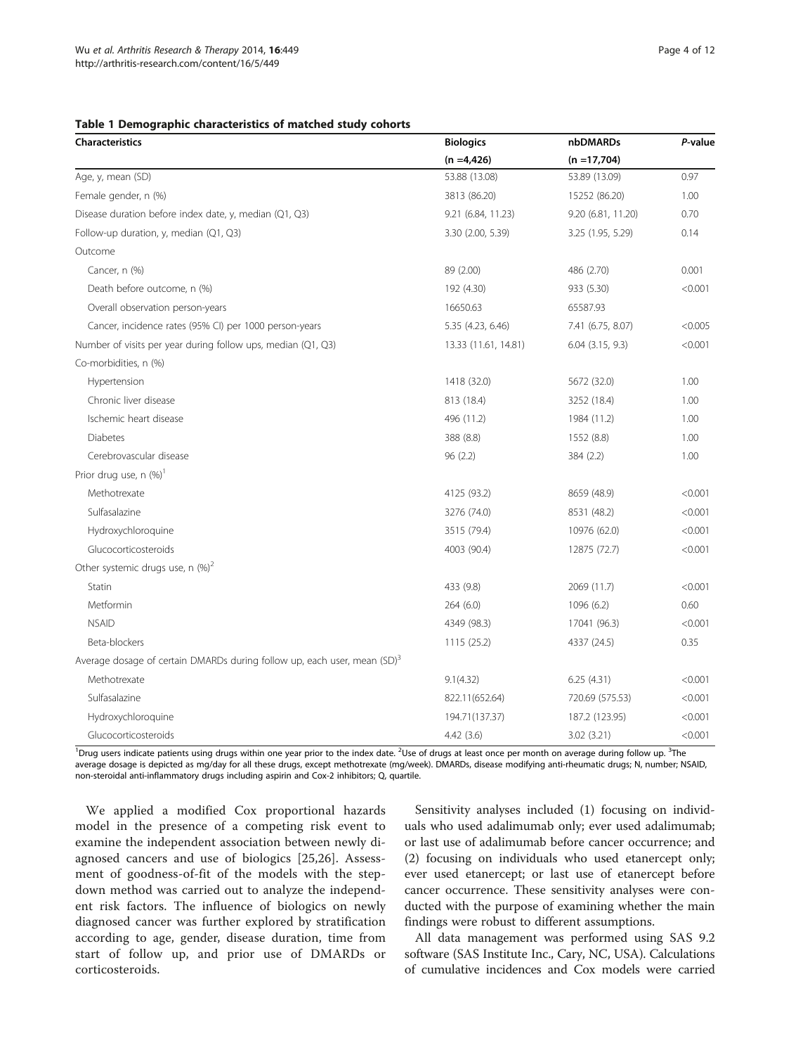**Table 1 Demographic characteristics of matched study cohorts**

| Characteristics | Biologics (n =4,426) | nbDMARDs (n =17,704) | *P*-value |
|---|---|---|---|
| Age, y, mean (SD) | 53.88 (13.08) | 53.89 (13.09) | 0.97 |
| Female gender, n (%) | 3813 (86.20) | 15252 (86.20) | 1.00 |
| Disease duration before index date, y, median (Q1, Q3) | 9.21 (6.84, 11.23) | 9.20 (6.81, 11.20) | 0.70 |
| Follow-up duration, y, median (Q1, Q3) | 3.30 (2.00, 5.39) | 3.25 (1.95, 5.29) | 0.14 |
| Outcome | | | |
| Cancer, n (%) | 89 (2.00) | 486 (2.70) | 0.001 |
| Death before outcome, n (%) | 192 (4.30) | 933 (5.30) | <0.001 |
| Overall observation person-years | 16650.63 | 65587.93 | |
| Cancer, incidence rates (95% CI) per 1000 person-years | 5.35 (4.23, 6.46) | 7.41 (6.75, 8.07) | <0.005 |
| Number of visits per year during follow ups, median (Q1, Q3) | 13.33 (11.61, 14.81) | 6.04 (3.15, 9.3) | <0.001 |
| Co-morbidities, n (%) | | | |
| Hypertension | 1418 (32.0) | 5672 (32.0) | 1.00 |
| Chronic liver disease | 813 (18.4) | 3252 (18.4) | 1.00 |
| Ischemic heart disease | 496 (11.2) | 1984 (11.2) | 1.00 |
| Diabetes | 388 (8.8) | 1552 (8.8) | 1.00 |
| Cerebrovascular disease | 96 (2.2) | 384 (2.2) | 1.00 |
| Prior drug use, n (%)[1] | | | |
| Methotrexate | 4125 (93.2) | 8659 (48.9) | <0.001 |
| Sulfasalazine | 3276 (74.0) | 8531 (48.2) | <0.001 |
| Hydroxychloroquine | 3515 (79.4) | 10976 (62.0) | <0.001 |
| Glucocorticosteroids | 4003 (90.4) | 12875 (72.7) | <0.001 |
| Other systemic drugs use, n (%)[2] | | | |
| Statin | 433 (9.8) | 2069 (11.7) | <0.001 |
| Metformin | 264 (6.0) | 1096 (6.2) | 0.60 |
| NSAID | 4349 (98.3) | 17041 (96.3) | <0.001 |
| Beta-blockers | 1115 (25.2) | 4337 (24.5) | 0.35 |
| Average dosage of certain DMARDs during follow up, each user, mean (SD)[3] | | | |
| Methotrexate | 9.1(4.32) | 6.25 (4.31) | <0.001 |
| Sulfasalazine | 822.11(652.64) | 720.69 (575.53) | <0.001 |
| Hydroxychloroquine | 194.71(137.37) | 187.2 (123.95) | <0.001 |
| Glucocorticosteroids | 4.42 (3.6) | 3.02 (3.21) | <0.001 |

[1]Drug users indicate patients using drugs within one year prior to the index date. [2]Use of drugs at least once per month on average during follow up. [3]The average dosage is depicted as mg/day for all these drugs, except methotrexate (mg/week). DMARDs, disease modifying anti-rheumatic drugs; N, number; NSAID, non-steroidal anti-inflammatory drugs including aspirin and Cox-2 inhibitors; Q, quartile.

We applied a modified Cox proportional hazards model in the presence of a competing risk event to examine the independent association between newly diagnosed cancers and use of biologics [25,26]. Assessment of goodness-of-fit of the models with the stepdown method was carried out to analyze the independent risk factors. The influence of biologics on newly diagnosed cancer was further explored by stratification according to age, gender, disease duration, time from start of follow up, and prior use of DMARDs or corticosteroids.

Sensitivity analyses included (1) focusing on individuals who used adalimumab only; ever used adalimumab; or last use of adalimumab before cancer occurrence; and (2) focusing on individuals who used etanercept only; ever used etanercept; or last use of etanercept before cancer occurrence. These sensitivity analyses were conducted with the purpose of examining whether the main findings were robust to different assumptions.

All data management was performed using SAS 9.2 software (SAS Institute Inc., Cary, NC, USA). Calculations of cumulative incidences and Cox models were carried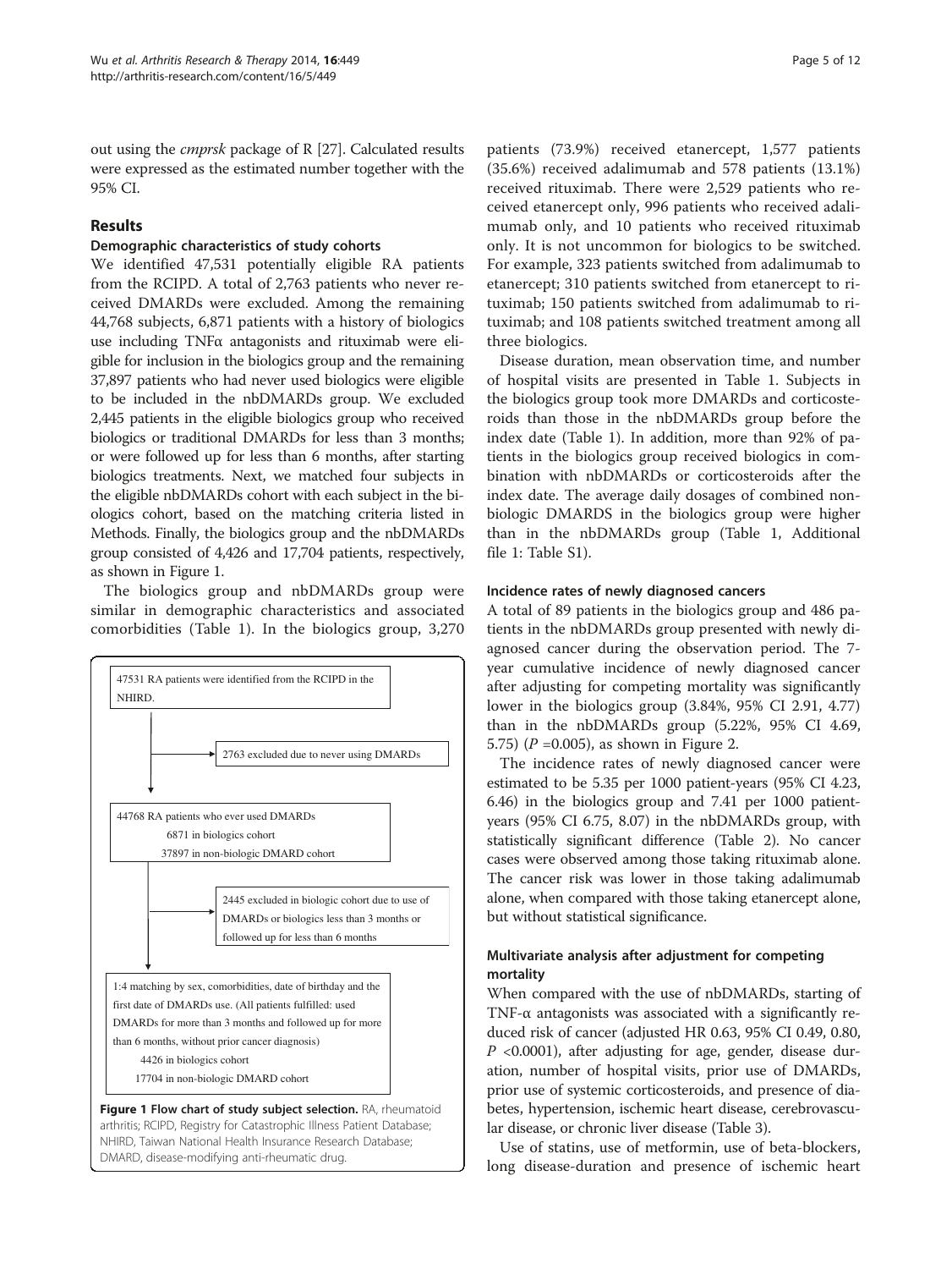out using the *cmprsk* package of R [27]. Calculated results were expressed as the estimated number together with the 95% CI.

## Results

### Demographic characteristics of study cohorts

We identified 47,531 potentially eligible RA patients from the RCIPD. A total of 2,763 patients who never received DMARDs were excluded. Among the remaining 44,768 subjects, 6,871 patients with a history of biologics use including TNFα antagonists and rituximab were eligible for inclusion in the biologics group and the remaining 37,897 patients who had never used biologics were eligible to be included in the nbDMARDs group. We excluded 2,445 patients in the eligible biologics group who received biologics or traditional DMARDs for less than 3 months; or were followed up for less than 6 months, after starting biologics treatments. Next, we matched four subjects in the eligible nbDMARDs cohort with each subject in the biologics cohort, based on the matching criteria listed in Methods. Finally, the biologics group and the nbDMARDs group consisted of 4,426 and 17,704 patients, respectively, as shown in Figure 1.

The biologics group and nbDMARDs group were similar in demographic characteristics and associated comorbidities (Table 1). In the biologics group, 3,270 patients (73.9%) received etanercept, 1,577 patients (35.6%) received adalimumab and 578 patients (13.1%) received rituximab. There were 2,529 patients who received etanercept only, 996 patients who received adalimumab only, and 10 patients who received rituximab only. It is not uncommon for biologics to be switched. For example, 323 patients switched from adalimumab to etanercept; 310 patients switched from etanercept to rituximab; 150 patients switched from adalimumab to rituximab; and 108 patients switched treatment among all three biologics.

47531 RA patients were identified from the RCIPD in the NHIRD.

→ 2763 excluded due to never using DMARDs

44768 RA patients who ever used DMARDs
6871 in biologics cohort
37897 in non-biologic DMARD cohort

→ 2445 excluded in biologic cohort due to use of DMARDs or biologics less than 3 months or followed up for less than 6 months

1:4 matching by sex, comorbidities, date of birthday and the first date of DMARDs use. (All patients fulfilled: used DMARDs for more than 3 months and followed up for more than 6 months, without prior cancer diagnosis)
4426 in biologics cohort
17704 in non-biologic DMARD cohort

**Figure 1 Flow chart of study subject selection.** RA, rheumatoid arthritis; RCIPD, Registry for Catastrophic Illness Patient Database; NHIRD, Taiwan National Health Insurance Research Database; DMARD, disease-modifying anti-rheumatic drug.

Disease duration, mean observation time, and number of hospital visits are presented in Table 1. Subjects in the biologics group took more DMARDs and corticosteroids than those in the nbDMARDs group before the index date (Table 1). In addition, more than 92% of patients in the biologics group received biologics in combination with nbDMARDs or corticosteroids after the index date. The average daily dosages of combined non-biologic DMARDS in the biologics group were higher than in the nbDMARDs group (Table 1, Additional file 1: Table S1).

### Incidence rates of newly diagnosed cancers

A total of 89 patients in the biologics group and 486 patients in the nbDMARDs group presented with newly diagnosed cancer during the observation period. The 7-year cumulative incidence of newly diagnosed cancer after adjusting for competing mortality was significantly lower in the biologics group (3.84%, 95% CI 2.91, 4.77) than in the nbDMARDs group (5.22%, 95% CI 4.69, 5.75) ($P$ =0.005), as shown in Figure 2.

The incidence rates of newly diagnosed cancer were estimated to be 5.35 per 1000 patient-years (95% CI 4.23, 6.46) in the biologics group and 7.41 per 1000 patient-years (95% CI 6.75, 8.07) in the nbDMARDs group, with statistically significant difference (Table 2). No cancer cases were observed among those taking rituximab alone. The cancer risk was lower in those taking adalimumab alone, when compared with those taking etanercept alone, but without statistical significance.

### Multivariate analysis after adjustment for competing mortality

When compared with the use of nbDMARDs, starting of TNF-α antagonists was associated with a significantly reduced risk of cancer (adjusted HR 0.63, 95% CI 0.49, 0.80, $P$ <0.0001), after adjusting for age, gender, disease duration, number of hospital visits, prior use of DMARDs, prior use of systemic corticosteroids, and presence of diabetes, hypertension, ischemic heart disease, cerebrovascular disease, or chronic liver disease (Table 3).

Use of statins, use of metformin, use of beta-blockers, long disease-duration and presence of ischemic heart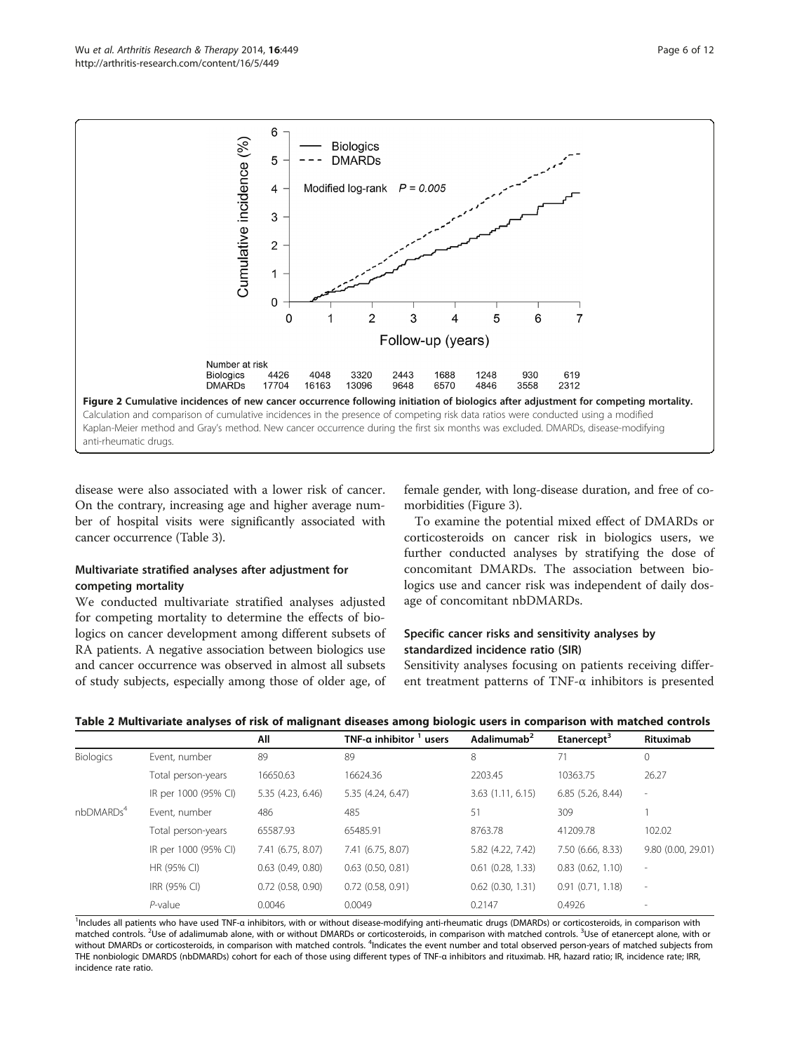Figure 2 Cumulative incidences of new cancer occurrence following initiation of biologics after adjustment for competing mortality. Calculation and comparison of cumulative incidences in the presence of competing risk data ratios were conducted using a modified Kaplan-Meier method and Gray's method. New cancer occurrence during the first six months was excluded. DMARDs, disease-modifying anti-rheumatic drugs.

disease were also associated with a lower risk of cancer. On the contrary, increasing age and higher average number of hospital visits were significantly associated with cancer occurrence (Table 3).

## Multivariate stratified analyses after adjustment for competing mortality

We conducted multivariate stratified analyses adjusted for competing mortality to determine the effects of biologics on cancer development among different subsets of RA patients. A negative association between biologics use and cancer occurrence was observed in almost all subsets of study subjects, especially among those of older age, of female gender, with long-disease duration, and free of comorbidities (Figure 3).

To examine the potential mixed effect of DMARDs or corticosteroids on cancer risk in biologics users, we further conducted analyses by stratifying the dose of concomitant DMARDs. The association between biologics use and cancer risk was independent of daily dosage of concomitant nbDMARDs.

## Specific cancer risks and sensitivity analyses by standardized incidence ratio (SIR)

Sensitivity analyses focusing on patients receiving different treatment patterns of TNF-α inhibitors is presented

**Table 2 Multivariate analyses of risk of malignant diseases among biologic users in comparison with matched controls**

| | | All | TNF-α inhibitor [1] users | Adalimumab[2] | Etanercept[3] | Rituximab |
|---|---|---|---|---|---|---|
| Biologics | Event, number | 89 | 89 | 8 | 71 | 0 |
| | Total person-years | 16650.63 | 16624.36 | 2203.45 | 10363.75 | 26.27 |
| | IR per 1000 (95% CI) | 5.35 (4.23, 6.46) | 5.35 (4.24, 6.47) | 3.63 (1.11, 6.15) | 6.85 (5.26, 8.44) | - |
| nbDMARDs[4] | Event, number | 486 | 485 | 51 | 309 | 1 |
| | Total person-years | 65587.93 | 65485.91 | 8763.78 | 41209.78 | 102.02 |
| | IR per 1000 (95% CI) | 7.41 (6.75, 8.07) | 7.41 (6.75, 8.07) | 5.82 (4.22, 7.42) | 7.50 (6.66, 8.33) | 9.80 (0.00, 29.01) |
| | HR (95% CI) | 0.63 (0.49, 0.80) | 0.63 (0.50, 0.81) | 0.61 (0.28, 1.33) | 0.83 (0.62, 1.10) | - |
| | IRR (95% CI) | 0.72 (0.58, 0.90) | 0.72 (0.58, 0.91) | 0.62 (0.30, 1.31) | 0.91 (0.71, 1.18) | - |
| | *P*-value | 0.0046 | 0.0049 | 0.2147 | 0.4926 | - |

[1]Includes all patients who have used TNF-α inhibitors, with or without disease-modifying anti-rheumatic drugs (DMARDs) or corticosteroids, in comparison with matched controls. [2]Use of adalimumab alone, with or without DMARDs or corticosteroids, in comparison with matched controls. [3]Use of etanercept alone, with or without DMARDs or corticosteroids, in comparison with matched controls. [4]Indicates the event number and total observed person-years of matched subjects from THE nonbiologic DMARDS (nbDMARDs) cohort for each of those using different types of TNF-α inhibitors and rituximab. HR, hazard ratio; IR, incidence rate; IRR, incidence rate ratio.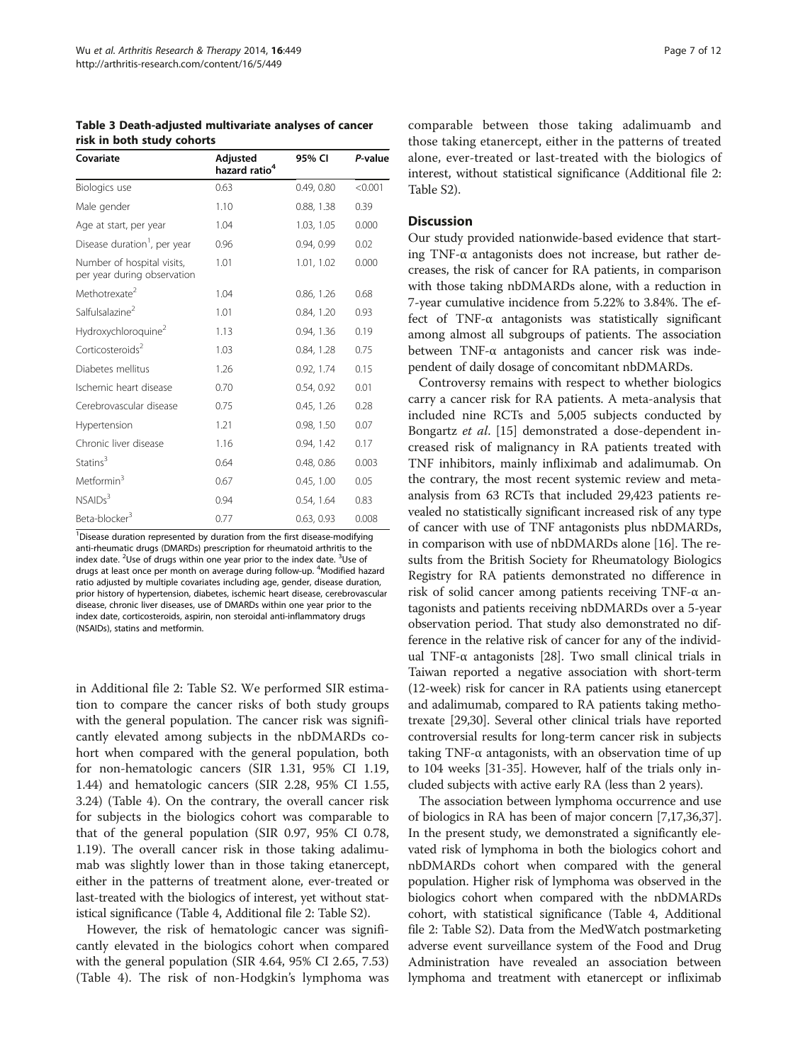**Table 3 Death-adjusted multivariate analyses of cancer risk in both study cohorts**

| Covariate | Adjusted hazard ratio[4] | 95% CI | *P*-value |
|---|---|---|---|
| Biologics use | 0.63 | 0.49, 0.80 | <0.001 |
| Male gender | 1.10 | 0.88, 1.38 | 0.39 |
| Age at start, per year | 1.04 | 1.03, 1.05 | 0.000 |
| Disease duration[1], per year | 0.96 | 0.94, 0.99 | 0.02 |
| Number of hospital visits, per year during observation | 1.01 | 1.01, 1.02 | 0.000 |
| Methotrexate[2] | 1.04 | 0.86, 1.26 | 0.68 |
| Salfulsalazine[2] | 1.01 | 0.84, 1.20 | 0.93 |
| Hydroxychloroquine[2] | 1.13 | 0.94, 1.36 | 0.19 |
| Corticosteroids[2] | 1.03 | 0.84, 1.28 | 0.75 |
| Diabetes mellitus | 1.26 | 0.92, 1.74 | 0.15 |
| Ischemic heart disease | 0.70 | 0.54, 0.92 | 0.01 |
| Cerebrovascular disease | 0.75 | 0.45, 1.26 | 0.28 |
| Hypertension | 1.21 | 0.98, 1.50 | 0.07 |
| Chronic liver disease | 1.16 | 0.94, 1.42 | 0.17 |
| Statins[3] | 0.64 | 0.48, 0.86 | 0.003 |
| Metformin[3] | 0.67 | 0.45, 1.00 | 0.05 |
| NSAIDs[3] | 0.94 | 0.54, 1.64 | 0.83 |
| Beta-blocker[3] | 0.77 | 0.63, 0.93 | 0.008 |

[1]Disease duration represented by duration from the first disease-modifying anti-rheumatic drugs (DMARDs) prescription for rheumatoid arthritis to the index date. [2]Use of drugs within one year prior to the index date. [3]Use of drugs at least once per month on average during follow-up. [4]Modified hazard ratio adjusted by multiple covariates including age, gender, disease duration, prior history of hypertension, diabetes, ischemic heart disease, cerebrovascular disease, chronic liver diseases, use of DMARDs within one year prior to the index date, corticosteroids, aspirin, non steroidal anti-inflammatory drugs (NSAIDs), statins and metformin.

in Additional file 2: Table S2. We performed SIR estimation to compare the cancer risks of both study groups with the general population. The cancer risk was significantly elevated among subjects in the nbDMARDs cohort when compared with the general population, both for non-hematologic cancers (SIR 1.31, 95% CI 1.19, 1.44) and hematologic cancers (SIR 2.28, 95% CI 1.55, 3.24) (Table 4). On the contrary, the overall cancer risk for subjects in the biologics cohort was comparable to that of the general population (SIR 0.97, 95% CI 0.78, 1.19). The overall cancer risk in those taking adalimumab was slightly lower than in those taking etanercept, either in the patterns of treatment alone, ever-treated or last-treated with the biologics of interest, yet without statistical significance (Table 4, Additional file 2: Table S2).

However, the risk of hematologic cancer was significantly elevated in the biologics cohort when compared with the general population (SIR 4.64, 95% CI 2.65, 7.53) (Table 4). The risk of non-Hodgkin's lymphoma was comparable between those taking adalimuamb and those taking etanercept, either in the patterns of treated alone, ever-treated or last-treated with the biologics of interest, without statistical significance (Additional file 2: Table S2).

## Discussion

Our study provided nationwide-based evidence that starting TNF-α antagonists does not increase, but rather decreases, the risk of cancer for RA patients, in comparison with those taking nbDMARDs alone, with a reduction in 7-year cumulative incidence from 5.22% to 3.84%. The effect of TNF-α antagonists was statistically significant among almost all subgroups of patients. The association between TNF-α antagonists and cancer risk was independent of daily dosage of concomitant nbDMARDs.

Controversy remains with respect to whether biologics carry a cancer risk for RA patients. A meta-analysis that included nine RCTs and 5,005 subjects conducted by Bongartz *et al*. [15] demonstrated a dose-dependent increased risk of malignancy in RA patients treated with TNF inhibitors, mainly infliximab and adalimumab. On the contrary, the most recent systemic review and meta-analysis from 63 RCTs that included 29,423 patients revealed no statistically significant increased risk of any type of cancer with use of TNF antagonists plus nbDMARDs, in comparison with use of nbDMARDs alone [16]. The results from the British Society for Rheumatology Biologics Registry for RA patients demonstrated no difference in risk of solid cancer among patients receiving TNF-α antagonists and patients receiving nbDMARDs over a 5-year observation period. That study also demonstrated no difference in the relative risk of cancer for any of the individual TNF-α antagonists [28]. Two small clinical trials in Taiwan reported a negative association with short-term (12-week) risk for cancer in RA patients using etanercept and adalimumab, compared to RA patients taking methotrexate [29,30]. Several other clinical trials have reported controversial results for long-term cancer risk in subjects taking TNF-α antagonists, with an observation time of up to 104 weeks [31-35]. However, half of the trials only included subjects with active early RA (less than 2 years).

The association between lymphoma occurrence and use of biologics in RA has been of major concern [7,17,36,37]. In the present study, we demonstrated a significantly elevated risk of lymphoma in both the biologics cohort and nbDMARDs cohort when compared with the general population. Higher risk of lymphoma was observed in the biologics cohort when compared with the nbDMARDs cohort, with statistical significance (Table 4, Additional file 2: Table S2). Data from the MedWatch postmarketing adverse event surveillance system of the Food and Drug Administration have revealed an association between lymphoma and treatment with etanercept or infliximab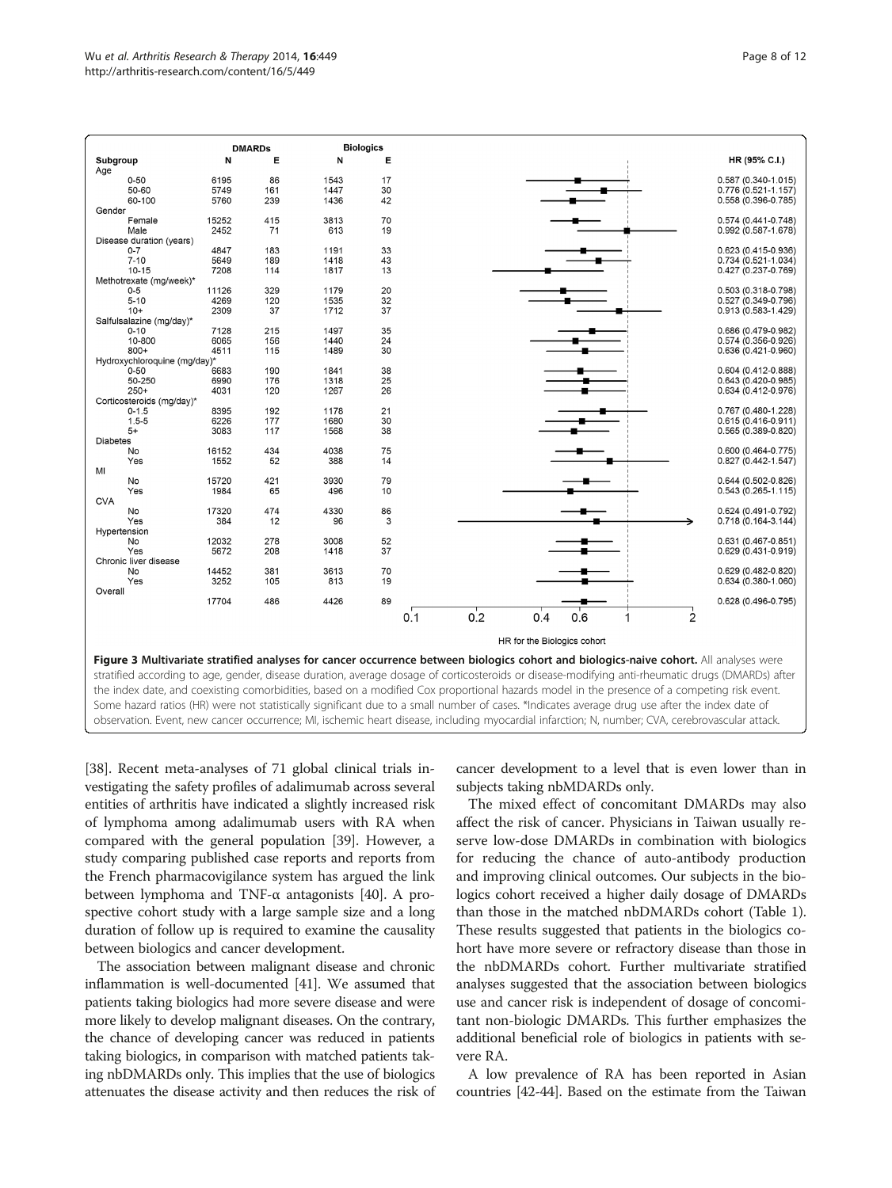| Subgroup | DMARDs N | DMARDs E | Biologics N | Biologics E | HR (95% C.I.) |
|---|---|---|---|---|---|
| **Age** | | | | | |
| 0-50 | 6195 | 86 | 1543 | 17 | 0.587 (0.340-1.015) |
| 50-60 | 5749 | 161 | 1447 | 30 | 0.776 (0.521-1.157) |
| 60-100 | 5760 | 239 | 1436 | 42 | 0.558 (0.396-0.785) |
| **Gender** | | | | | |
| Female | 15252 | 415 | 3813 | 70 | 0.574 (0.441-0.748) |
| Male | 2452 | 71 | 613 | 19 | 0.992 (0.587-1.678) |
| **Disease duration (years)** | | | | | |
| 0-7 | 4847 | 183 | 1191 | 33 | 0.623 (0.415-0.936) |
| 7-10 | 5649 | 189 | 1418 | 43 | 0.734 (0.521-1.034) |
| 10-15 | 7208 | 114 | 1817 | 13 | 0.427 (0.237-0.769) |
| **Methotrexate (mg/week)*** | | | | | |
| 0-5 | 11126 | 329 | 1179 | 20 | 0.503 (0.318-0.798) |
| 5-10 | 4269 | 120 | 1535 | 32 | 0.527 (0.349-0.796) |
| 10+ | 2309 | 37 | 1712 | 37 | 0.913 (0.583-1.429) |
| **Salfulsalazine (mg/day)*** | | | | | |
| 0-10 | 7128 | 215 | 1497 | 35 | 0.686 (0.479-0.982) |
| 10-800 | 6065 | 156 | 1440 | 24 | 0.574 (0.356-0.926) |
| 800+ | 4511 | 115 | 1489 | 30 | 0.636 (0.421-0.960) |
| **Hydroxychloroquine (mg/day)*** | | | | | |
| 0-50 | 6683 | 190 | 1841 | 38 | 0.604 (0.412-0.888) |
| 50-250 | 6990 | 176 | 1318 | 25 | 0.643 (0.420-0.985) |
| 250+ | 4031 | 120 | 1267 | 26 | 0.634 (0.412-0.976) |
| **Corticosteroids (mg/day)*** | | | | | |
| 0-1.5 | 8395 | 192 | 1178 | 21 | 0.767 (0.480-1.228) |
| 1.5-5 | 6226 | 177 | 1680 | 30 | 0.615 (0.416-0.911) |
| 5+ | 3083 | 117 | 1568 | 38 | 0.565 (0.389-0.820) |
| **Diabetes** | | | | | |
| No | 16152 | 434 | 4038 | 75 | 0.600 (0.464-0.775) |
| Yes | 1552 | 52 | 388 | 14 | 0.827 (0.442-1.547) |
| **MI** | | | | | |
| No | 15720 | 421 | 3930 | 79 | 0.644 (0.502-0.826) |
| Yes | 1984 | 65 | 496 | 10 | 0.543 (0.265-1.115) |
| **CVA** | | | | | |
| No | 17320 | 474 | 4330 | 86 | 0.624 (0.491-0.792) |
| Yes | 384 | 12 | 96 | 3 | 0.718 (0.164-3.144) |
| **Hypertension** | | | | | |
| No | 12032 | 278 | 3008 | 52 | 0.631 (0.467-0.851) |
| Yes | 5672 | 208 | 1418 | 37 | 0.629 (0.431-0.919) |
| **Chronic liver disease** | | | | | |
| No | 14452 | 381 | 3613 | 70 | 0.629 (0.482-0.820) |
| Yes | 3252 | 105 | 813 | 19 | 0.634 (0.380-1.060) |
| **Overall** | 17704 | 486 | 4426 | 89 | 0.628 (0.496-0.795) |

HR for the Biologics cohort

**Figure 3 Multivariate stratified analyses for cancer occurrence between biologics cohort and biologics-naive cohort.** All analyses were stratified according to age, gender, disease duration, average dosage of corticosteroids or disease-modifying anti-rheumatic drugs (DMARDs) after the index date, and coexisting comorbidities, based on a modified Cox proportional hazards model in the presence of a competing risk event. Some hazard ratios (HR) were not statistically significant due to a small number of cases. *Indicates average drug use after the index date of observation. Event, new cancer occurrence; MI, ischemic heart disease, including myocardial infarction; N, number; CVA, cerebrovascular attack.

[38]. Recent meta-analyses of 71 global clinical trials investigating the safety profiles of adalimumab across several entities of arthritis have indicated a slightly increased risk of lymphoma among adalimumab users with RA when compared with the general population [39]. However, a study comparing published case reports and reports from the French pharmacovigilance system has argued the link between lymphoma and TNF-α antagonists [40]. A prospective cohort study with a large sample size and a long duration of follow up is required to examine the causality between biologics and cancer development.

The association between malignant disease and chronic inflammation is well-documented [41]. We assumed that patients taking biologics had more severe disease and were more likely to develop malignant diseases. On the contrary, the chance of developing cancer was reduced in patients taking biologics, in comparison with matched patients taking nbDMARDs only. This implies that the use of biologics attenuates the disease activity and then reduces the risk of cancer development to a level that is even lower than in subjects taking nbMDARDs only.

The mixed effect of concomitant DMARDs may also affect the risk of cancer. Physicians in Taiwan usually reserve low-dose DMARDs in combination with biologics for reducing the chance of auto-antibody production and improving clinical outcomes. Our subjects in the biologics cohort received a higher daily dosage of DMARDs than those in the matched nbDMARDs cohort (Table 1). These results suggested that patients in the biologics cohort have more severe or refractory disease than those in the nbDMARDs cohort. Further multivariate stratified analyses suggested that the association between biologics use and cancer risk is independent of dosage of concomitant non-biologic DMARDs. This further emphasizes the additional beneficial role of biologics in patients with severe RA.

A low prevalence of RA has been reported in Asian countries [42-44]. Based on the estimate from the Taiwan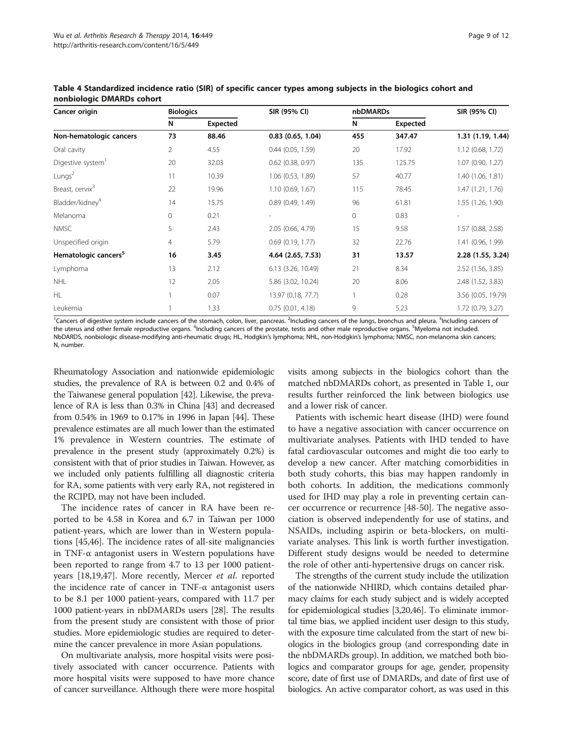**Table 4 Standardized incidence ratio (SIR) of specific cancer types among subjects in the biologics cohort and nonbiologic DMARDs cohort**

| Cancer origin | Biologics | | SIR (95% CI) | nbDMARDs | | SIR (95% CI) |
|---|---|---|---|---|---|---|
| | N | Expected | | N | Expected | |
| **Non-hematologic cancers** | **73** | **88.46** | **0.83 (0.65, 1.04)** | **455** | **347.47** | **1.31 (1.19, 1.44)** |
| Oral cavity | 2 | 4.55 | 0.44 (0.05, 1.59) | 20 | 17.92 | 1.12 (0.68, 1.72) |
| Digestive system[1] | 20 | 32.03 | 0.62 (0.38, 0.97) | 135 | 125.75 | 1.07 (0.90, 1.27) |
| Lungs[2] | 11 | 10.39 | 1.06 (0.53, 1.89) | 57 | 40.77 | 1.40 (1.06, 1.81) |
| Breast, cervix[3] | 22 | 19.96 | 1.10 (0.69, 1.67) | 115 | 78.45 | 1.47 (1.21, 1.76) |
| Bladder/kidney[4] | 14 | 15.75 | 0.89 (0.49, 1.49) | 96 | 61.81 | 1.55 (1.26, 1.90) |
| Melanoma | 0 | 0.21 | - | 0 | 0.83 | - |
| NMSC | 5 | 2.43 | 2.05 (0.66, 4.79) | 15 | 9.58 | 1.57 (0.88, 2.58) |
| Unspecified origin | 4 | 5.79 | 0.69 (0.19, 1.77) | 32 | 22.76 | 1.41 (0.96, 1.99) |
| **Hematologic cancers[5]** | **16** | **3.45** | **4.64 (2.65, 7.53)** | **31** | **13.57** | **2.28 (1.55, 3.24)** |
| Lymphoma | 13 | 2.12 | 6.13 (3.26, 10.49) | 21 | 8.34 | 2.52 (1.56, 3.85) |
| NHL | 12 | 2.05 | 5.86 (3.02, 10.24) | 20 | 8.06 | 2.48 (1.52, 3.83) |
| HL | 1 | 0.07 | 13.97 (0.18, 77.7) | 1 | 0.28 | 3.56 (0.05, 19.79) |
| Leukemia | 1 | 1.33 | 0.75 (0.01, 4.18) | 9 | 5.23 | 1.72 (0.79, 3.27) |

[1]Cancers of digestive system include cancers of the stomach, colon, liver, pancreas. [2]Including cancers of the lungs, bronchus and pleura. [3]Including cancers of the uterus and other female reproductive organs. [4]Including cancers of the prostate, testis and other male reproductive organs. [5]Myeloma not included. NbDARDS, nonbiologic disease-modifying anti-rheumatic drugs; HL, Hodgkin's lymphoma; NHL, non-Hodgkin's lymphoma; NMSC, non-melanoma skin cancers; N, number.

Rheumatology Association and nationwide epidemiologic studies, the prevalence of RA is between 0.2 and 0.4% of the Taiwanese general population [42]. Likewise, the prevalence of RA is less than 0.3% in China [43] and decreased from 0.54% in 1969 to 0.17% in 1996 in Japan [44]. These prevalence estimates are all much lower than the estimated 1% prevalence in Western countries. The estimate of prevalence in the present study (approximately 0.2%) is consistent with that of prior studies in Taiwan. However, as we included only patients fulfilling all diagnostic criteria for RA, some patients with very early RA, not registered in the RCIPD, may not have been included.

The incidence rates of cancer in RA have been reported to be 4.58 in Korea and 6.7 in Taiwan per 1000 patient-years, which are lower than in Western populations [45,46]. The incidence rates of all-site malignancies in TNF-α antagonist users in Western populations have been reported to range from 4.7 to 13 per 1000 patient-years [18,19,47]. More recently, Mercer *et al.* reported the incidence rate of cancer in TNF-α antagonist users to be 8.1 per 1000 patient-years, compared with 11.7 per 1000 patient-years in nbDMARDs users [28]. The results from the present study are consistent with those of prior studies. More epidemiologic studies are required to determine the cancer prevalence in more Asian populations.

On multivariate analysis, more hospital visits were positively associated with cancer occurrence. Patients with more hospital visits were supposed to have more chance of cancer surveillance. Although there were more hospital visits among subjects in the biologics cohort than the matched nbDMARDs cohort, as presented in Table 1, our results further reinforced the link between biologics use and a lower risk of cancer.

Patients with ischemic heart disease (IHD) were found to have a negative association with cancer occurrence on multivariate analyses. Patients with IHD tended to have fatal cardiovascular outcomes and might die too early to develop a new cancer. After matching comorbidities in both study cohorts, this bias may happen randomly in both cohorts. In addition, the medications commonly used for IHD may play a role in preventing certain cancer occurrence or recurrence [48-50]. The negative association is observed independently for use of statins, and NSAIDs, including aspirin or beta-blockers, on multivariate analyses. This link is worth further investigation. Different study designs would be needed to determine the role of other anti-hypertensive drugs on cancer risk.

The strengths of the current study include the utilization of the nationwide NHIRD, which contains detailed pharmacy claims for each study subject and is widely accepted for epidemiological studies [3,20,46]. To eliminate immortal time bias, we applied incident user design to this study, with the exposure time calculated from the start of new biologics in the biologics group (and corresponding date in the nbDMARDs group). In addition, we matched both biologics and comparator groups for age, gender, propensity score, date of first use of DMARDs, and date of first use of biologics. An active comparator cohort, as was used in this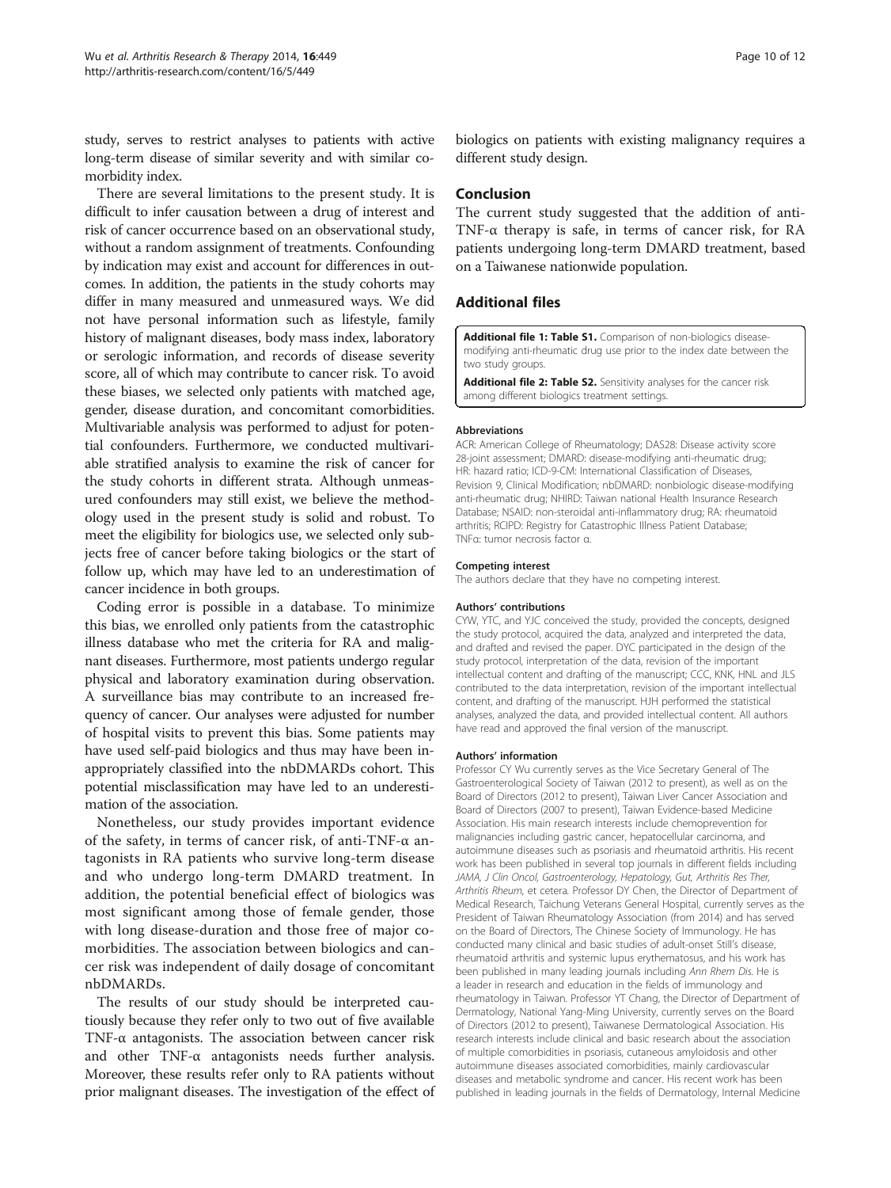study, serves to restrict analyses to patients with active long-term disease of similar severity and with similar comorbidity index.

There are several limitations to the present study. It is difficult to infer causation between a drug of interest and risk of cancer occurrence based on an observational study, without a random assignment of treatments. Confounding by indication may exist and account for differences in outcomes. In addition, the patients in the study cohorts may differ in many measured and unmeasured ways. We did not have personal information such as lifestyle, family history of malignant diseases, body mass index, laboratory or serologic information, and records of disease severity score, all of which may contribute to cancer risk. To avoid these biases, we selected only patients with matched age, gender, disease duration, and concomitant comorbidities. Multivariable analysis was performed to adjust for potential confounders. Furthermore, we conducted multivariable stratified analysis to examine the risk of cancer for the study cohorts in different strata. Although unmeasured confounders may still exist, we believe the methodology used in the present study is solid and robust. To meet the eligibility for biologics use, we selected only subjects free of cancer before taking biologics or the start of follow up, which may have led to an underestimation of cancer incidence in both groups.

Coding error is possible in a database. To minimize this bias, we enrolled only patients from the catastrophic illness database who met the criteria for RA and malignant diseases. Furthermore, most patients undergo regular physical and laboratory examination during observation. A surveillance bias may contribute to an increased frequency of cancer. Our analyses were adjusted for number of hospital visits to prevent this bias. Some patients may have used self-paid biologics and thus may have been inappropriately classified into the nbDMARDs cohort. This potential misclassification may have led to an underestimation of the association.

Nonetheless, our study provides important evidence of the safety, in terms of cancer risk, of anti-TNF-α antagonists in RA patients who survive long-term disease and who undergo long-term DMARD treatment. In addition, the potential beneficial effect of biologics was most significant among those of female gender, those with long disease-duration and those free of major comorbidities. The association between biologics and cancer risk was independent of daily dosage of concomitant nbDMARDs.

The results of our study should be interpreted cautiously because they refer only to two out of five available TNF-α antagonists. The association between cancer risk and other TNF-α antagonists needs further analysis. Moreover, these results refer only to RA patients without prior malignant diseases. The investigation of the effect of biologics on patients with existing malignancy requires a different study design.

## Conclusion

The current study suggested that the addition of anti-TNF-α therapy is safe, in terms of cancer risk, for RA patients undergoing long-term DMARD treatment, based on a Taiwanese nationwide population.

## Additional files

**Additional file 1: Table S1.** Comparison of non-biologics disease-modifying anti-rheumatic drug use prior to the index date between the two study groups.

**Additional file 2: Table S2.** Sensitivity analyses for the cancer risk among different biologics treatment settings.

#### Abbreviations

ACR: American College of Rheumatology; DAS28: Disease activity score 28-joint assessment; DMARD: disease-modifying anti-rheumatic drug; HR: hazard ratio; ICD-9-CM: International Classification of Diseases, Revision 9, Clinical Modification; nbDMARD: nonbiologic disease-modifying anti-rheumatic drug; NHIRD: Taiwan national Health Insurance Research Database; NSAID: non-steroidal anti-inflammatory drug; RA: rheumatoid arthritis; RCIPD: Registry for Catastrophic Illness Patient Database; TNFα: tumor necrosis factor α.

#### Competing interest

The authors declare that they have no competing interest.

#### Authors' contributions

CYW, YTC, and YJC conceived the study, provided the concepts, designed the study protocol, acquired the data, analyzed and interpreted the data, and drafted and revised the paper. DYC participated in the design of the study protocol, interpretation of the data, revision of the important intellectual content and drafting of the manuscript; CCC, KNK, HNL and JLS contributed to the data interpretation, revision of the important intellectual content, and drafting of the manuscript. HJH performed the statistical analyses, analyzed the data, and provided intellectual content. All authors have read and approved the final version of the manuscript.

#### Authors' information

Professor CY Wu currently serves as the Vice Secretary General of The Gastroenterological Society of Taiwan (2012 to present), as well as on the Board of Directors (2012 to present), Taiwan Liver Cancer Association and Board of Directors (2007 to present), Taiwan Evidence-based Medicine Association. His main research interests include chemoprevention for malignancies including gastric cancer, hepatocellular carcinoma, and autoimmune diseases such as psoriasis and rheumatoid arthritis. His recent work has been published in several top journals in different fields including *JAMA, J Clin Oncol, Gastroenterology, Hepatology, Gut, Arthritis Res Ther, Arthritis Rheum,* et cetera. Professor DY Chen, the Director of Department of Medical Research, Taichung Veterans General Hospital, currently serves as the President of Taiwan Rheumatology Association (from 2014) and has served on the Board of Directors, The Chinese Society of Immunology. He has conducted many clinical and basic studies of adult-onset Still's disease, rheumatoid arthritis and systemic lupus erythematosus, and his work has been published in many leading journals including *Ann Rhem Dis*. He is a leader in research and education in the fields of immunology and rheumatology in Taiwan. Professor YT Chang, the Director of Department of Dermatology, National Yang-Ming University, currently serves on the Board of Directors (2012 to present), Taiwanese Dermatological Association. His research interests include clinical and basic research about the association of multiple comorbidities in psoriasis, cutaneous amyloidosis and other autoimmune diseases associated comorbidities, mainly cardiovascular diseases and metabolic syndrome and cancer. His recent work has been published in leading journals in the fields of Dermatology, Internal Medicine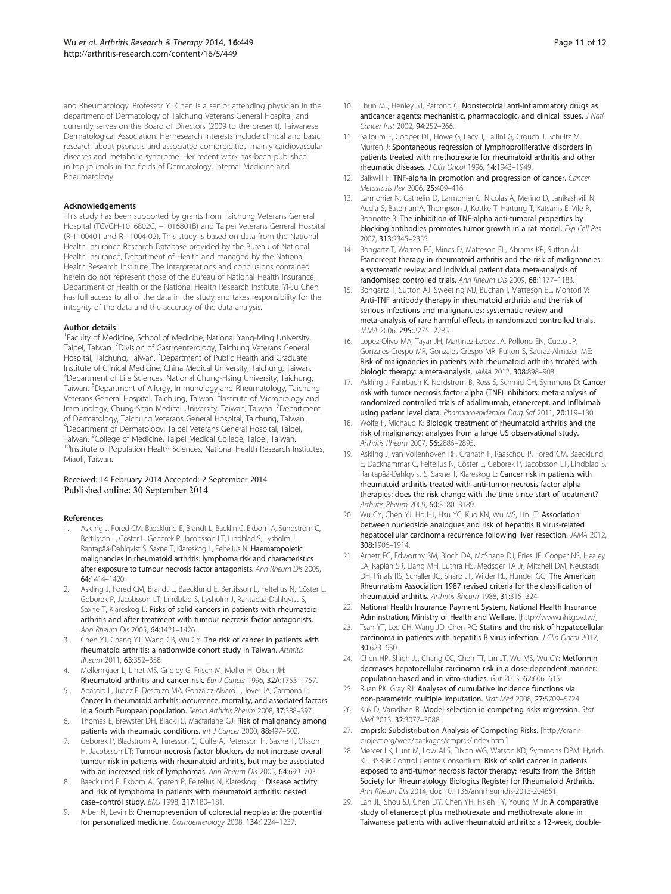and Rheumatology. Professor YJ Chen is a senior attending physician in the department of Dermatology of Taichung Veterans General Hospital, and currently serves on the Board of Directors (2009 to the present), Taiwanese Dermatological Association. Her research interests include clinical and basic research about psoriasis and associated comorbidities, mainly cardiovascular diseases and metabolic syndrome. Her recent work has been published in top journals in the fields of Dermatology, Internal Medicine and Rheumatology.

#### Acknowledgements

This study has been supported by grants from Taichung Veterans General Hospital (TCVGH-1016802C, −1016801B) and Taipei Veterans General Hospital (R-1100401 and R-11004-02). This study is based on data from the National Health Insurance Research Database provided by the Bureau of National Health Insurance, Department of Health and managed by the National Health Research Institute. The interpretations and conclusions contained herein do not represent those of the Bureau of National Health Insurance, Department of Health or the National Health Research Institute. Yi-Ju Chen has full access to all of the data in the study and takes responsibility for the integrity of the data and the accuracy of the data analysis.

#### Author details

[1]Faculty of Medicine, School of Medicine, National Yang-Ming University, Taipei, Taiwan. [2]Division of Gastroenterology, Taichung Veterans General Hospital, Taichung, Taiwan. [3]Department of Public Health and Graduate Institute of Clinical Medicine, China Medical University, Taichung, Taiwan. [4]Department of Life Sciences, National Chung-Hsing University, Taichung, Taiwan. [5]Department of Allergy, Immunology and Rheumatology, Taichung Veterans General Hospital, Taichung, Taiwan. [6]Institute of Microbiology and Immunology, Chung-Shan Medical University, Taiwan, Taiwan. [7]Department of Dermatology, Taichung Veterans General Hospital, Taichung, Taiwan. [8]Department of Dermatology, Taipei Veterans General Hospital, Taipei, Taiwan. [9]College of Medicine, Taipei Medical College, Taipei, Taiwan. [10]Institute of Population Health Sciences, National Health Research Institutes, Miaoli, Taiwan.

Received: 14 February 2014 Accepted: 2 September 2014
Published online: 30 September 2014

#### References

1. Askling J, Fored CM, Baecklund E, Brandt L, Backlin C, Ekbom A, Sundström C, Bertilsson L, Cöster L, Geborek P, Jacobsson LT, Lindblad S, Lysholm J, Rantapää-Dahlqvist S, Saxne T, Klareskog L, Feltelius N: **Haematopoietic malignancies in rheumatoid arthritis: lymphoma risk and characteristics after exposure to tumour necrosis factor antagonists.** *Ann Rheum Dis* 2005, **64:**1414–1420.
2. Askling J, Fored CM, Brandt L, Baecklund E, Bertilsson L, Feltelius N, Cöster L, Geborek P, Jacobsson LT, Lindblad S, Lysholm J, Rantapää-Dahlqvist S, Saxne T, Klareskog L: **Risks of solid cancers in patients with rheumatoid arthritis and after treatment with tumour necrosis factor antagonists.** *Ann Rheum Dis* 2005, **64:**1421–1426.
3. Chen YJ, Chang YT, Wang CB, Wu CY: **The risk of cancer in patients with rheumatoid arthritis: a nationwide cohort study in Taiwan.** *Arthritis Rheum* 2011, **63:**352–358.
4. Mellemkjaer L, Linet MS, Gridley G, Frisch M, Moller H, Olsen JH: **Rheumatoid arthritis and cancer risk.** *Eur J Cancer* 1996, **32A:**1753–1757.
5. Abasolo L, Judez E, Descalzo MA, Gonzalez-Alvaro L, Jover JA, Carmona L: **Cancer in rheumatoid arthritis: occurrence, mortality, and associated factors in a South European population.** *Semin Arthritis Rheum* 2008, **37:**388–397.
6. Thomas E, Brewster DH, Black RJ, Macfarlane GJ: **Risk of malignancy among patients with rheumatic conditions.** *Int J Cancer* 2000, **88:**497–502.
7. Geborek P, Bladstrom A, Turesson C, Gulfe A, Petersson IF, Saxne T, Olsson H, Jacobsson LT: **Tumour necrosis factor blockers do not increase overall tumour risk in patients with rheumatoid arthritis, but may be associated with an increased risk of lymphomas.** *Ann Rheum Dis* 2005, **64:**699–703.
8. Baecklund E, Ekbom A, Sparen P, Feltelius N, Klareskog L: **Disease activity and risk of lymphoma in patients with rheumatoid arthritis: nested case–control study.** *BMJ* 1998, **317:**180–181.
9. Arber N, Levin B: **Chemoprevention of colorectal neoplasia: the potential for personalized medicine.** *Gastroenterology* 2008, **134:**1224–1237.
10. Thun MJ, Henley SJ, Patrono C: **Nonsteroidal anti-inflammatory drugs as anticancer agents: mechanistic, pharmacologic, and clinical issues.** *J Natl Cancer Inst* 2002, **94:**252–266.
11. Salloum E, Cooper DL, Howe G, Lacy J, Tallini G, Crouch J, Schultz M, Murren J: **Spontaneous regression of lymphoproliferative disorders in patients treated with methotrexate for rheumatoid arthritis and other rheumatic diseases.** *J Clin Oncol* 1996, **14:**1943–1949.
12. Balkwill F: **TNF-alpha in promotion and progression of cancer.** *Cancer Metastasis Rev* 2006, **25:**409–416.
13. Larmonier N, Cathelin D, Larmonier C, Nicolas A, Merino D, Janikashvili N, Audia S, Bateman A, Thompson J, Kottke T, Hartung T, Katsanis E, Vile R, Bonnotte B: **The inhibition of TNF-alpha anti-tumoral properties by blocking antibodies promotes tumor growth in a rat model.** *Exp Cell Res* 2007, **313:**2345–2355.
14. Bongartz T, Warren FC, Mines D, Matteson EL, Abrams KR, Sutton AJ: **Etanercept therapy in rheumatoid arthritis and the risk of malignancies: a systematic review and individual patient data meta-analysis of randomised controlled trials.** *Ann Rheum Dis* 2009, **68:**1177–1183.
15. Bongartz T, Sutton AJ, Sweeting MJ, Buchan I, Matteson EL, Montori V: **Anti-TNF antibody therapy in rheumatoid arthritis and the risk of serious infections and malignancies: systematic review and meta-analysis of rare harmful effects in randomized controlled trials.** *JAMA* 2006, **295:**2275–2285.
16. Lopez-Olivo MA, Tayar JH, Martinez-Lopez JA, Pollono EN, Cueto JP, Gonzales-Crespo MR, Gonzales-Crespo MR, Fulton S, Sauraz-Almazor ME: **Risk of malignancies in patients with rheumatoid arthritis treated with biologic therapy: a meta-analysis.** *JAMA* 2012, **308:**898–908.
17. Askling J, Fahrbach K, Nordstrom B, Ross S, Schmid CH, Symmons D: **Cancer risk with tumor necrosis factor alpha (TNF) inhibitors: meta-analysis of randomized controlled trials of adalimumab, etanercept, and infliximab using patient level data.** *Pharmacoepidemiol Drug Saf* 2011, **20:**119–130.
18. Wolfe F, Michaud K: **Biologic treatment of rheumatoid arthritis and the risk of malignancy: analyses from a large US observational study.** *Arthritis Rheum* 2007, **56:**2886–2895.
19. Askling J, van Vollenhoven RF, Granath F, Raaschou P, Fored CM, Baecklund E, Dackhammar C, Feltelius N, Cöster L, Geborek P, Jacobsson LT, Lindblad S, Rantapää-Dahlqvist S, Saxne T, Klareskog L: **Cancer risk in patients with rheumatoid arthritis treated with anti-tumor necrosis factor alpha therapies: does the risk change with the time since start of treatment?** *Arthritis Rheum* 2009, **60:**3180–3189.
20. Wu CY, Chen YJ, Ho HJ, Hsu YC, Kuo KN, Wu MS, Lin JT: **Association between nucleoside analogues and risk of hepatitis B virus-related hepatocellular carcinoma recurrence following liver resection.** *JAMA* 2012, **308:**1906–1914.
21. Arnett FC, Edworthy SM, Bloch DA, McShane DJ, Fries JF, Cooper NS, Healey LA, Kaplan SR, Liang MH, Luthra HS, Medsger TA Jr, Mitchell DM, Neustadt DH, Pinals RS, Schaller JG, Sharp JT, Wilder RL, Hunder GG: **The American Rheumatism Association 1987 revised criteria for the classification of rheumatoid arthritis.** *Arthritis Rheum* 1988, **31:**315–324.
22. National Health Insurance Payment System, National Health Insurance Adminstration, Ministry of Health and Welfare. [http://www.nhi.gov.tw/]
23. Tsan YT, Lee CH, Wang JD, Chen PC: **Statins and the risk of hepatocellular carcinoma in patients with hepatitis B virus infection.** *J Clin Oncol* 2012, **30:**623–630.
24. Chen HP, Shieh JJ, Chang CC, Chen TT, Lin JT, Wu MS, Wu CY: **Metformin decreases hepatocellular carcinoma risk in a dose-dependent manner: population-based and in vitro studies.** *Gut* 2013, **62:**606–615.
25. Ruan PK, Gray RJ: **Analyses of cumulative incidence functions via non-parametric multiple imputation.** *Stat Med* 2008, **27:**5709–5724.
26. Kuk D, Varadhan R: **Model selection in competing risks regression.** *Stat Med* 2013, **32:**3077–3088.
27. cmprsk: **Subdistribution Analysis of Competing Risks.** [http://cran.r-project.org/web/packages/cmprsk/index.html]
28. Mercer LK, Lunt M, Low ALS, Dixon WG, Watson KD, Symmons DPM, Hyrich KL, BSRBR Control Centre Consortium: **Risk of solid cancer in patients exposed to anti-tumor necrosis factor therapy: results from the British Society for Rheumatology Biologics Register for Rheumatoid Arthritis.** *Ann Rheum Dis* 2014, doi: 10.1136/annrheumdis-2013-204851.
29. Lan JL, Shou SJ, Chen DY, Chen YH, Hsieh TY, Young M Jr: **A comparative study of etanercept plus methotrexate and methotrexate alone in Taiwanese patients with active rheumatoid arthritis: a 12-week, double-**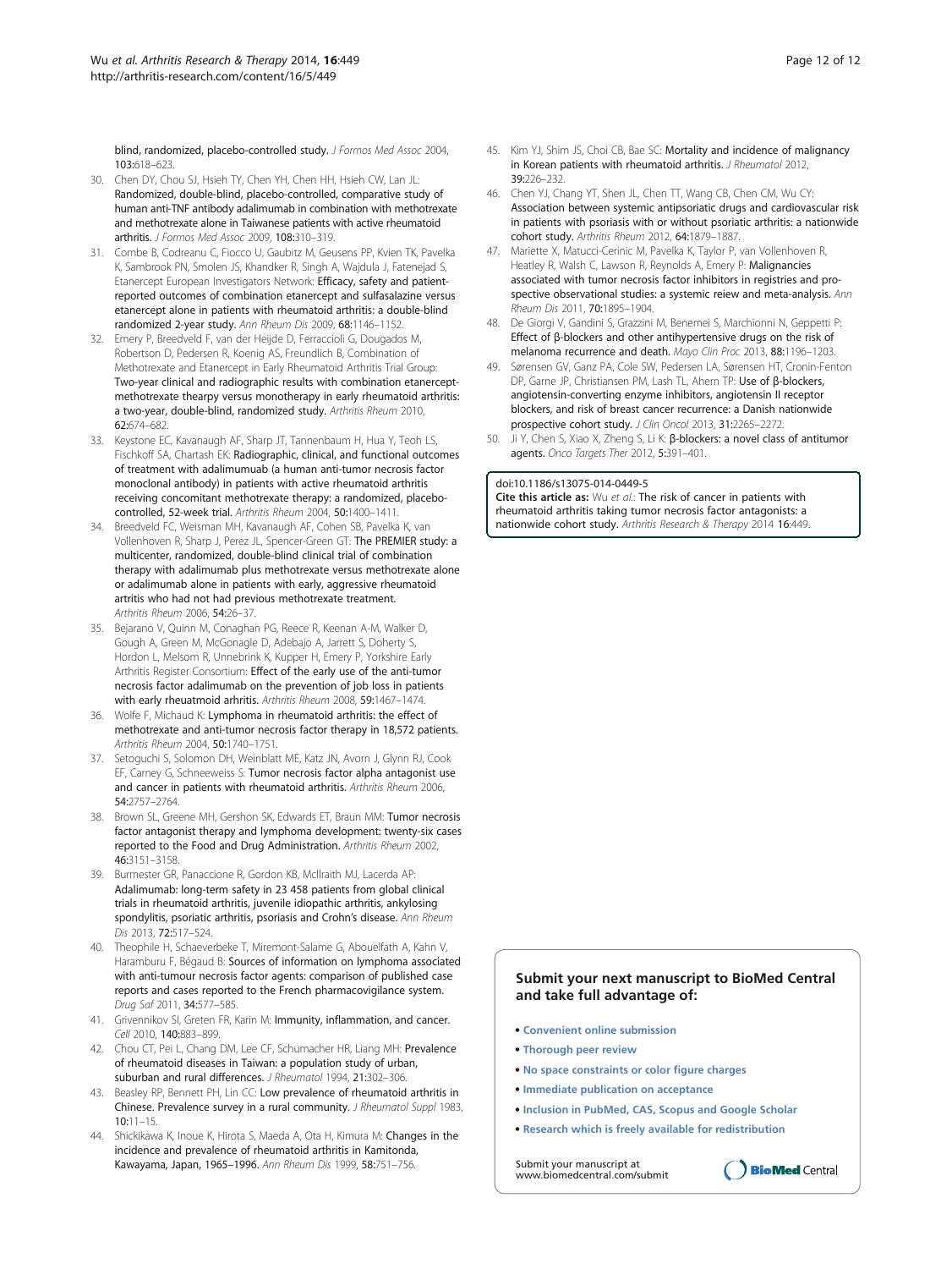blind, randomized, placebo-controlled study. *J Formos Med Assoc* 2004, **103:**618–623.

30. Chen DY, Chou SJ, Hsieh TY, Chen YH, Chen HH, Hsieh CW, Lan JL: **Randomized, double-blind, placebo-controlled, comparative study of human anti-TNF antibody adalimumab in combination with methotrexate and methotrexate alone in Taiwanese patients with active rheumatoid arthritis.** *J Formos Med Assoc* 2009, **108:**310–319.
31. Combe B, Codreanu C, Fiocco U, Gaubitz M, Geusens PP, Kvien TK, Pavelka K, Sambrook PN, Smolen JS, Khandker R, Singh A, Wajdula J, Fatenejad S, Etanercept European Investigators Network: **Efficacy, safety and patient-reported outcomes of combination etanercept and sulfasalazine versus etanercept alone in patients with rheumatoid arthritis: a double-blind randomized 2-year study.** *Ann Rheum Dis* 2009, **68:**1146–1152.
32. Emery P, Breedveld F, van der Heijde D, Ferraccioli G, Dougados M, Robertson D, Pedersen R, Koenig AS, Freundlich B, Combination of Methotrexate and Etanercept in Early Rheumatoid Arthritis Trial Group: **Two-year clinical and radiographic results with combination etanercept-methotrexate thearpy versus monotherapy in early rheumatoid arthritis: a two-year, double-blind, randomized study.** *Arthritis Rheum* 2010, **62:**674–682.
33. Keystone EC, Kavanaugh AF, Sharp JT, Tannenbaum H, Hua Y, Teoh LS, Fischkoff SA, Chartash EK: **Radiographic, clinical, and functional outcomes of treatment with adalimumuab (a human anti-tumor necrosis factor monoclonal antibody) in patients with active rheumatoid arthritis receiving concomitant methotrexate therapy: a randomized, placebo-controlled, 52-week trial.** *Arthritis Rheum* 2004, **50:**1400–1411.
34. Breedveld FC, Weisman MH, Kavanaugh AF, Cohen SB, Pavelka K, van Vollenhoven R, Sharp J, Perez JL, Spencer-Green GT: **The PREMIER study: a multicenter, randomized, double-blind clinical trial of combination therapy with adalimumab plus methotrexate versus methotrexate alone or adalimumab alone in patients with early, aggressive rheumatoid artritis who had not had previous methotrexate treatment.** *Arthritis Rheum* 2006, **54:**26–37.
35. Bejarano V, Quinn M, Conaghan PG, Reece R, Keenan A-M, Walker D, Gough A, Green M, McGonagle D, Adebajo A, Jarrett S, Doherty S, Hordon L, Melsom R, Unnebrink K, Kupper H, Emery P, Yorkshire Early Arthritis Register Consortium: **Effect of the early use of the anti-tumor necrosis factor adalimumab on the prevention of job loss in patients with early rheuatmoid arhritis.** *Arthritis Rheum* 2008, **59:**1467–1474.
36. Wolfe F, Michaud K: **Lymphoma in rheumatoid arthritis: the effect of methotrexate and anti-tumor necrosis factor therapy in 18,572 patients.** *Arthritis Rheum* 2004, **50:**1740–1751.
37. Setoguchi S, Solomon DH, Weinblatt ME, Katz JN, Avorn J, Glynn RJ, Cook EF, Carney G, Schneeweiss S: **Tumor necrosis factor alpha antagonist use and cancer in patients with rheumatoid arthritis.** *Arthritis Rheum* 2006, **54:**2757–2764.
38. Brown SL, Greene MH, Gershon SK, Edwards ET, Braun MM: **Tumor necrosis factor antagonist therapy and lymphoma development: twenty-six cases reported to the Food and Drug Administration.** *Arthritis Rheum* 2002, **46:**3151–3158.
39. Burmester GR, Panaccione R, Gordon KB, McIlraith MJ, Lacerda AP: **Adalimumab: long-term safety in 23 458 patients from global clinical trials in rheumatoid arthritis, juvenile idiopathic arthritis, ankylosing spondylitis, psoriatic arthritis, psoriasis and Crohn's disease.** *Ann Rheum Dis* 2013, **72:**517–524.
40. Theophile H, Schaeverbeke T, Miremont-Salame G, Abouelfath A, Kahn V, Haramburu F, Bégaud B: **Sources of information on lymphoma associated with anti-tumour necrosis factor agents: comparison of published case reports and cases reported to the French pharmacovigilance system.** *Drug Saf* 2011, **34:**577–585.
41. Grivennikov SI, Greten FR, Karin M: **Immunity, inflammation, and cancer.** *Cell* 2010, **140:**883–899.
42. Chou CT, Pei L, Chang DM, Lee CF, Schumacher HR, Liang MH: **Prevalence of rheumatoid diseases in Taiwan: a population study of urban, suburban and rural differences.** *J Rheumatol* 1994, **21:**302–306.
43. Beasley RP, Bennett PH, Lin CC: **Low prevalence of rheumatoid arthritis in Chinese. Prevalence survey in a rural community.** *J Rheumatol Suppl* 1983, **10:**11–15.
44. Shickikawa K, Inoue K, Hirota S, Maeda A, Ota H, Kimura M: **Changes in the incidence and prevalence of rheumatoid arthritis in Kamitonda, Kawayama, Japan, 1965–1996.** *Ann Rheum Dis* 1999, **58:**751–756.
45. Kim YJ, Shim JS, Choi CB, Bae SC: **Mortality and incidence of malignancy in Korean patients with rheumatoid arthritis.** *J Rheumatol* 2012, **39:**226–232.
46. Chen YJ, Chang YT, Shen JL, Chen TT, Wang CB, Chen CM, Wu CY: **Association between systemic antipsoriatic drugs and cardiovascular risk in patients with psoriasis with or without psoriatic arthritis: a nationwide cohort study.** *Arthritis Rheum* 2012, **64:**1879–1887.
47. Mariette X, Matucci-Cerinic M, Pavelka K, Taylor P, van Vollenhoven R, Heatley R, Walsh C, Lawson R, Reynolds A, Emery P: **Malignancies associated with tumor necrosis factor inhibitors in registries and prospective observational studies: a systemic reiew and meta-analysis.** *Ann Rheum Dis* 2011, **70:**1895–1904.
48. De Giorgi V, Gandini S, Grazzini M, Benemei S, Marchionni N, Geppetti P: **Effect of β-blockers and other antihypertensive drugs on the risk of melanoma recurrence and death.** *Mayo Clin Proc* 2013, **88:**1196–1203.
49. Sørensen GV, Ganz PA, Cole SW, Pedersen LA, Sørensen HT, Cronin-Fenton DP, Garne JP, Christiansen PM, Lash TL, Ahern TP: **Use of β-blockers, angiotensin-converting enzyme inhibitors, angiotensin II receptor blockers, and risk of breast cancer recurrence: a Danish nationwide prospective cohort study.** *J Clin Oncol* 2013, **31:**2265–2272.
50. Ji Y, Chen S, Xiao X, Zheng S, Li K: **β-blockers: a novel class of antitumor agents.** *Onco Targets Ther* 2012, **5:**391–401.

doi:10.1186/s13075-014-0449-5

**Cite this article as:** Wu *et al.*: The risk of cancer in patients with rheumatoid arthritis taking tumor necrosis factor antagonists: a nationwide cohort study. *Arthritis Research & Therapy* 2014 **16**:449.

**Submit your next manuscript to BioMed Central and take full advantage of:**

- **Convenient online submission**
- **Thorough peer review**
- **No space constraints or color figure charges**
- **Immediate publication on acceptance**
- **Inclusion in PubMed, CAS, Scopus and Google Scholar**
- **Research which is freely available for redistribution**

Submit your manuscript at www.biomedcentral.com/submit

BioMed Central